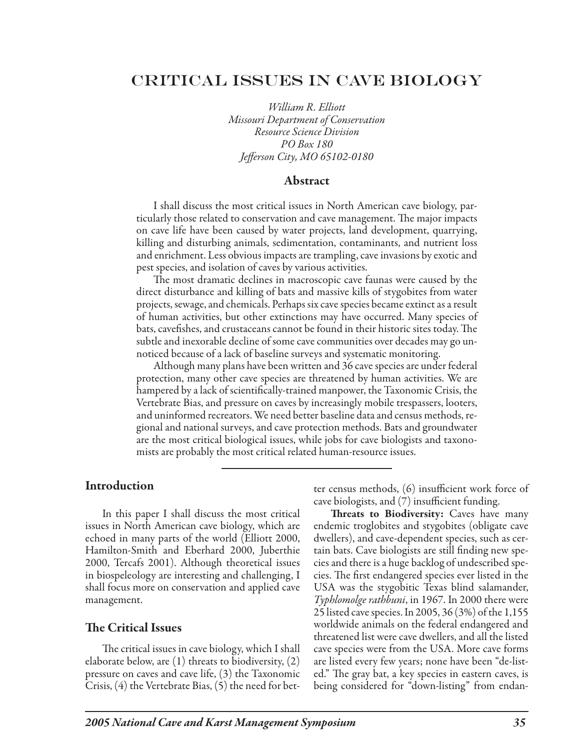# CRITICAL ISSUES IN CAVE BIOLOGY

*William R. Elliott*
*Missouri Department of Conservation*
*Resource Science Division*
*PO Box 180*
*Jefferson City, MO 65102-0180*

## Abstract

I shall discuss the most critical issues in North American cave biology, particularly those related to conservation and cave management. The major impacts on cave life have been caused by water projects, land development, quarrying, killing and disturbing animals, sedimentation, contaminants, and nutrient loss and enrichment. Less obvious impacts are trampling, cave invasions by exotic and pest species, and isolation of caves by various activities.

The most dramatic declines in macroscopic cave faunas were caused by the direct disturbance and killing of bats and massive kills of stygobites from water projects, sewage, and chemicals. Perhaps six cave species became extinct as a result of human activities, but other extinctions may have occurred. Many species of bats, cavefishes, and crustaceans cannot be found in their historic sites today. The subtle and inexorable decline of some cave communities over decades may go unnoticed because of a lack of baseline surveys and systematic monitoring.

Although many plans have been written and 36 cave species are under federal protection, many other cave species are threatened by human activities. We are hampered by a lack of scientifically-trained manpower, the Taxonomic Crisis, the Vertebrate Bias, and pressure on caves by increasingly mobile trespassers, looters, and uninformed recreators. We need better baseline data and census methods, regional and national surveys, and cave protection methods. Bats and groundwater are the most critical biological issues, while jobs for cave biologists and taxonomists are probably the most critical related human-resource issues.

## Introduction

In this paper I shall discuss the most critical issues in North American cave biology, which are echoed in many parts of the world (Elliott 2000, Hamilton-Smith and Eberhard 2000, Juberthie 2000, Tercafs 2001). Although theoretical issues in biospeleology are interesting and challenging, I shall focus more on conservation and applied cave management.

## The Critical Issues

The critical issues in cave biology, which I shall elaborate below, are (1) threats to biodiversity, (2) pressure on caves and cave life, (3) the Taxonomic Crisis, (4) the Vertebrate Bias, (5) the need for better census methods, (6) insufficient work force of cave biologists, and (7) insufficient funding.

**Threats to Biodiversity:** Caves have many endemic troglobites and stygobites (obligate cave dwellers), and cave-dependent species, such as certain bats. Cave biologists are still finding new species and there is a huge backlog of undescribed species. The first endangered species ever listed in the USA was the stygobitic Texas blind salamander, *Typhlomolge rathbuni*, in 1967. In 2000 there were 25 listed cave species. In 2005, 36 (3%) of the 1,155 worldwide animals on the federal endangered and threatened list were cave dwellers, and all the listed cave species were from the USA. More cave forms are listed every few years; none have been "de-listed." The gray bat, a key species in eastern caves, is being considered for "down-listing" from endan-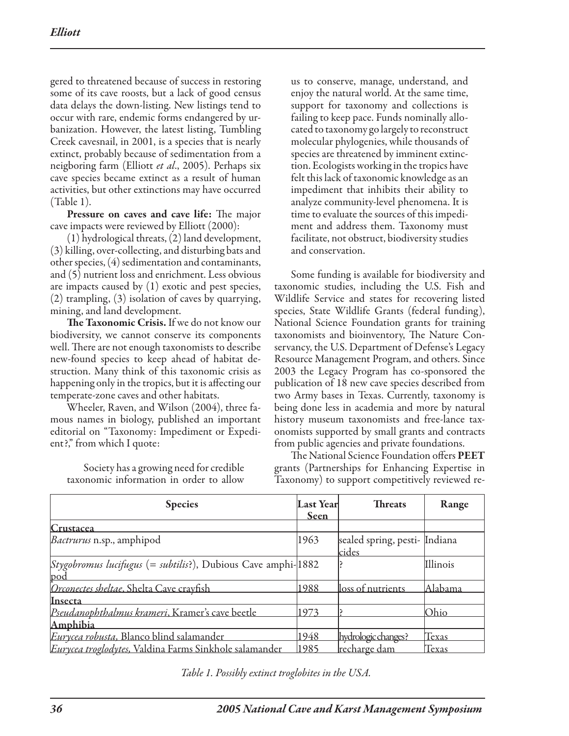gered to threatened because of success in restoring some of its cave roosts, but a lack of good census data delays the down-listing. New listings tend to occur with rare, endemic forms endangered by urbanization. However, the latest listing, Tumbling Creek cavesnail, in 2001, is a species that is nearly extinct, probably because of sedimentation from a neigboring farm (Elliott *et al*., 2005). Perhaps six cave species became extinct as a result of human activities, but other extinctions may have occurred (Table 1).

**Pressure on caves and cave life:** The major cave impacts were reviewed by Elliott (2000):

(1) hydrological threats, (2) land development, (3) killing, over-collecting, and disturbing bats and other species, (4) sedimentation and contaminants, and (5) nutrient loss and enrichment. Less obvious are impacts caused by (1) exotic and pest species, (2) trampling, (3) isolation of caves by quarrying, mining, and land development.

**The Taxonomic Crisis.** If we do not know our biodiversity, we cannot conserve its components well. There are not enough taxonomists to describe new-found species to keep ahead of habitat destruction. Many think of this taxonomic crisis as happening only in the tropics, but it is affecting our temperate-zone caves and other habitats.

Wheeler, Raven, and Wilson (2004), three famous names in biology, published an important editorial on "Taxonomy: Impediment or Expedient?," from which I quote:

> Society has a growing need for credible taxonomic information in order to allow us to conserve, manage, understand, and enjoy the natural world. At the same time, support for taxonomy and collections is failing to keep pace. Funds nominally allocated to taxonomy go largely to reconstruct molecular phylogenies, while thousands of species are threatened by imminent extinction. Ecologists working in the tropics have felt this lack of taxonomic knowledge as an impediment that inhibits their ability to analyze community-level phenomena. It is time to evaluate the sources of this impediment and address them. Taxonomy must facilitate, not obstruct, biodiversity studies and conservation.

Some funding is available for biodiversity and taxonomic studies, including the U.S. Fish and Wildlife Service and states for recovering listed species, State Wildlife Grants (federal funding), National Science Foundation grants for training taxonomists and bioinventory, The Nature Conservancy, the U.S. Department of Defense's Legacy Resource Management Program, and others. Since 2003 the Legacy Program has co-sponsored the publication of 18 new cave species described from two Army bases in Texas. Currently, taxonomy is being done less in academia and more by natural history museum taxonomists and free-lance taxonomists supported by small grants and contracts from public agencies and private foundations.

The National Science Foundation offers **PEET** grants (Partnerships for Enhancing Expertise in Taxonomy) to support competitively reviewed re-

| Species | Last Year Seen | Threats | Range |
|---|---|---|---|
| **Crustacea** | | | |
| *Bactrurus* n.sp., amphipod | 1963 | sealed spring, pesticides | Indiana |
| *Stygobromus lucifugus* (= *subtilis*?), Dubious Cave amphipod | 1882 | ? | Illinois |
| *Orconectes sheltae*, Shelta Cave crayfish | 1988 | loss of nutrients | Alabama |
| **Insecta** | | | |
| *Pseudanophthalmus krameri*, Kramer's cave beetle | 1973 | ? | Ohio |
| **Amphibia** | | | |
| *Eurycea robusta*, Blanco blind salamander | 1948 | hydrologic changes? | Texas |
| *Eurycea troglodytes*, Valdina Farms Sinkhole salamander | 1985 | recharge dam | Texas |

*Table 1. Possibly extinct troglobites in the USA.*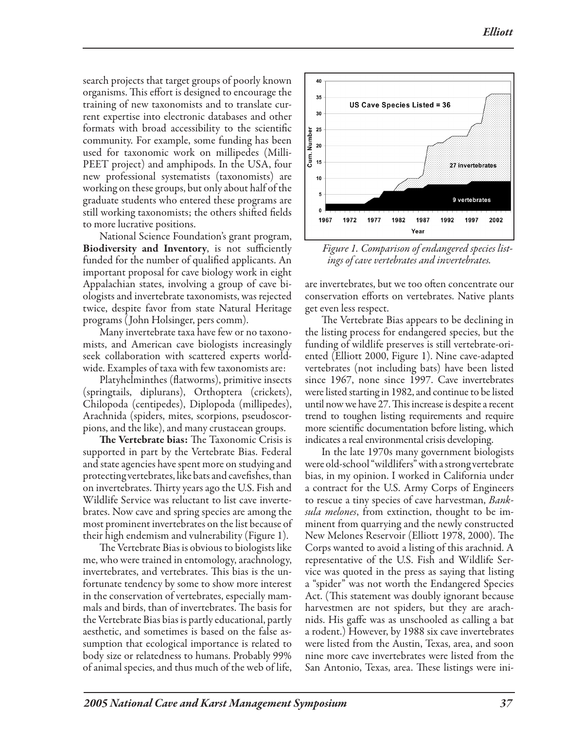search projects that target groups of poorly known organisms. This effort is designed to encourage the training of new taxonomists and to translate current expertise into electronic databases and other formats with broad accessibility to the scientific community. For example, some funding has been used for taxonomic work on millipedes (Milli-PEET project) and amphipods. In the USA, four new professional systematists (taxonomists) are working on these groups, but only about half of the graduate students who entered these programs are still working taxonomists; the others shifted fields to more lucrative positions.

National Science Foundation's grant program, **Biodiversity and Inventory**, is not sufficiently funded for the number of qualified applicants. An important proposal for cave biology work in eight Appalachian states, involving a group of cave biologists and invertebrate taxonomists, was rejected twice, despite favor from state Natural Heritage programs (John Holsinger, pers comm).

Many invertebrate taxa have few or no taxonomists, and American cave biologists increasingly seek collaboration with scattered experts worldwide. Examples of taxa with few taxonomists are:

Platyhelminthes (flatworms), primitive insects (springtails, diplurans), Orthoptera (crickets), Chilopoda (centipedes), Diplopoda (millipedes), Arachnida (spiders, mites, scorpions, pseudoscorpions, and the like), and many crustacean groups.

**The Vertebrate bias:** The Taxonomic Crisis is supported in part by the Vertebrate Bias. Federal and state agencies have spent more on studying and protecting vertebrates, like bats and cavefishes, than on invertebrates. Thirty years ago the U.S. Fish and Wildlife Service was reluctant to list cave invertebrates. Now cave and spring species are among the most prominent invertebrates on the list because of their high endemism and vulnerability (Figure 1).

The Vertebrate Bias is obvious to biologists like me, who were trained in entomology, arachnology, invertebrates, and vertebrates. This bias is the unfortunate tendency by some to show more interest in the conservation of vertebrates, especially mammals and birds, than of invertebrates. The basis for the Vertebrate Bias bias is partly educational, partly aesthetic, and sometimes is based on the false assumption that ecological importance is related to body size or relatedness to humans. Probably 99% of animal species, and thus much of the web of life, are invertebrates, but we too often concentrate our conservation efforts on vertebrates. Native plants get even less respect.

*Figure 1. Comparison of endangered species listings of cave vertebrates and invertebrates.*

The Vertebrate Bias appears to be declining in the listing process for endangered species, but the funding of wildlife preserves is still vertebrate-oriented (Elliott 2000, Figure 1). Nine cave-adapted vertebrates (not including bats) have been listed since 1967, none since 1997. Cave invertebrates were listed starting in 1982, and continue to be listed until now we have 27. This increase is despite a recent trend to toughen listing requirements and require more scientific documentation before listing, which indicates a real environmental crisis developing.

In the late 1970s many government biologists were old-school "wildlifers" with a strong vertebrate bias, in my opinion. I worked in California under a contract for the U.S. Army Corps of Engineers to rescue a tiny species of cave harvestman, *Banksula melones*, from extinction, thought to be imminent from quarrying and the newly constructed New Melones Reservoir (Elliott 1978, 2000). The Corps wanted to avoid a listing of this arachnid. A representative of the U.S. Fish and Wildlife Service was quoted in the press as saying that listing a "spider" was not worth the Endangered Species Act. (This statement was doubly ignorant because harvestmen are not spiders, but they are arachnids. His gaffe was as unschooled as calling a bat a rodent.) However, by 1988 six cave invertebrates were listed from the Austin, Texas, area, and soon nine more cave invertebrates were listed from the San Antonio, Texas, area. These listings were ini-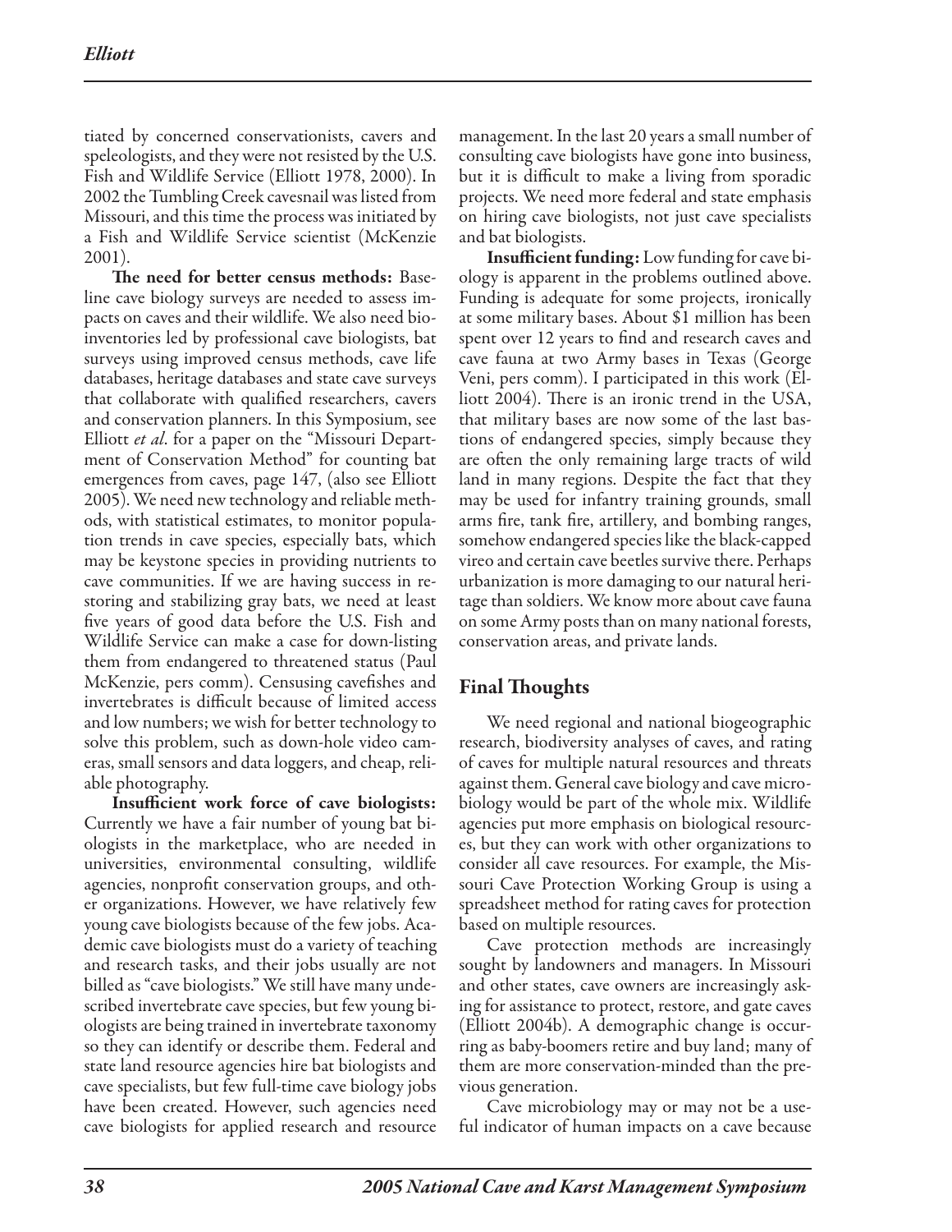tiated by concerned conservationists, cavers and speleologists, and they were not resisted by the U.S. Fish and Wildlife Service (Elliott 1978, 2000). In 2002 the Tumbling Creek cavesnail was listed from Missouri, and this time the process was initiated by a Fish and Wildlife Service scientist (McKenzie 2001).

**The need for better census methods:** Baseline cave biology surveys are needed to assess impacts on caves and their wildlife. We also need bioinventories led by professional cave biologists, bat surveys using improved census methods, cave life databases, heritage databases and state cave surveys that collaborate with qualified researchers, cavers and conservation planners. In this Symposium, see Elliott *et al*. for a paper on the "Missouri Department of Conservation Method" for counting bat emergences from caves, page 147, (also see Elliott 2005). We need new technology and reliable methods, with statistical estimates, to monitor population trends in cave species, especially bats, which may be keystone species in providing nutrients to cave communities. If we are having success in restoring and stabilizing gray bats, we need at least five years of good data before the U.S. Fish and Wildlife Service can make a case for down-listing them from endangered to threatened status (Paul McKenzie, pers comm). Censusing cavefishes and invertebrates is difficult because of limited access and low numbers; we wish for better technology to solve this problem, such as down-hole video cameras, small sensors and data loggers, and cheap, reliable photography.

**Insufficient work force of cave biologists:** Currently we have a fair number of young bat biologists in the marketplace, who are needed in universities, environmental consulting, wildlife agencies, nonprofit conservation groups, and other organizations. However, we have relatively few young cave biologists because of the few jobs. Academic cave biologists must do a variety of teaching and research tasks, and their jobs usually are not billed as "cave biologists." We still have many undescribed invertebrate cave species, but few young biologists are being trained in invertebrate taxonomy so they can identify or describe them. Federal and state land resource agencies hire bat biologists and cave specialists, but few full-time cave biology jobs have been created. However, such agencies need cave biologists for applied research and resource management. In the last 20 years a small number of consulting cave biologists have gone into business, but it is difficult to make a living from sporadic projects. We need more federal and state emphasis on hiring cave biologists, not just cave specialists and bat biologists.

**Insufficient funding:** Low funding for cave biology is apparent in the problems outlined above. Funding is adequate for some projects, ironically at some military bases. About $1 million has been spent over 12 years to find and research caves and cave fauna at two Army bases in Texas (George Veni, pers comm). I participated in this work (Elliott 2004). There is an ironic trend in the USA, that military bases are now some of the last bastions of endangered species, simply because they are often the only remaining large tracts of wild land in many regions. Despite the fact that they may be used for infantry training grounds, small arms fire, tank fire, artillery, and bombing ranges, somehow endangered species like the black-capped vireo and certain cave beetles survive there. Perhaps urbanization is more damaging to our natural heritage than soldiers. We know more about cave fauna on some Army posts than on many national forests, conservation areas, and private lands.

## Final Thoughts

We need regional and national biogeographic research, biodiversity analyses of caves, and rating of caves for multiple natural resources and threats against them. General cave biology and cave microbiology would be part of the whole mix. Wildlife agencies put more emphasis on biological resources, but they can work with other organizations to consider all cave resources. For example, the Missouri Cave Protection Working Group is using a spreadsheet method for rating caves for protection based on multiple resources.

Cave protection methods are increasingly sought by landowners and managers. In Missouri and other states, cave owners are increasingly asking for assistance to protect, restore, and gate caves (Elliott 2004b). A demographic change is occurring as baby-boomers retire and buy land; many of them are more conservation-minded than the previous generation.

Cave microbiology may or may not be a useful indicator of human impacts on a cave because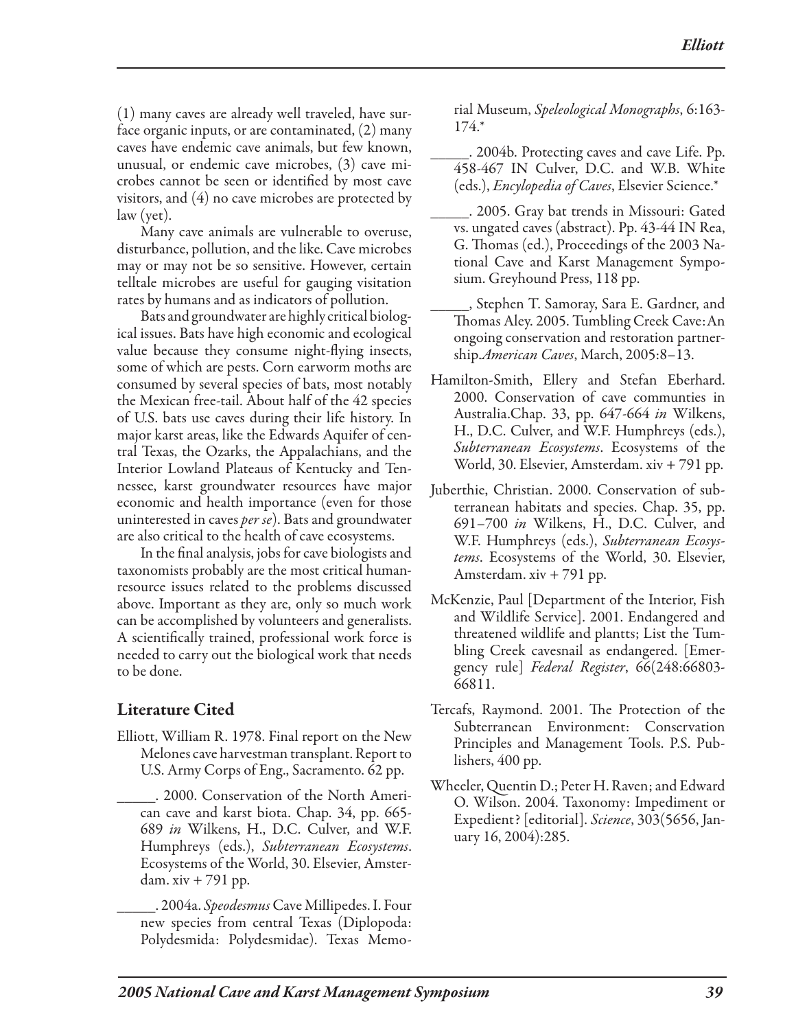(1) many caves are already well traveled, have surface organic inputs, or are contaminated, (2) many caves have endemic cave animals, but few known, unusual, or endemic cave microbes, (3) cave microbes cannot be seen or identified by most cave visitors, and (4) no cave microbes are protected by law (yet).

Many cave animals are vulnerable to overuse, disturbance, pollution, and the like. Cave microbes may or may not be so sensitive. However, certain telltale microbes are useful for gauging visitation rates by humans and as indicators of pollution.

Bats and groundwater are highly critical biological issues. Bats have high economic and ecological value because they consume night-flying insects, some of which are pests. Corn earworm moths are consumed by several species of bats, most notably the Mexican free-tail. About half of the 42 species of U.S. bats use caves during their life history. In major karst areas, like the Edwards Aquifer of central Texas, the Ozarks, the Appalachians, and the Interior Lowland Plateaus of Kentucky and Tennessee, karst groundwater resources have major economic and health importance (even for those uninterested in caves *per se*). Bats and groundwater are also critical to the health of cave ecosystems.

In the final analysis, jobs for cave biologists and taxonomists probably are the most critical human-resource issues related to the problems discussed above. Important as they are, only so much work can be accomplished by volunteers and generalists. A scientifically trained, professional work force is needed to carry out the biological work that needs to be done.

## Literature Cited

Elliott, William R. 1978. Final report on the New Melones cave harvestman transplant. Report to U.S. Army Corps of Eng., Sacramento. 62 pp.

_____. 2000. Conservation of the North American cave and karst biota. Chap. 34, pp. 665-689 *in* Wilkens, H., D.C. Culver, and W.F. Humphreys (eds.), *Subterranean Ecosystems*. Ecosystems of the World, 30. Elsevier, Amsterdam. xiv + 791 pp.

_____. 2004a. *Speodesmus* Cave Millipedes. I. Four new species from central Texas (Diplopoda: Polydesmida: Polydesmidae). Texas Memorial Museum, *Speleological Monographs*, 6:163-174.*

_____. 2004b. Protecting caves and cave Life. Pp. 458-467 IN Culver, D.C. and W.B. White (eds.), *Encylopedia of Caves*, Elsevier Science.*

_____. 2005. Gray bat trends in Missouri: Gated vs. ungated caves (abstract). Pp. 43-44 IN Rea, G. Thomas (ed.), Proceedings of the 2003 National Cave and Karst Management Symposium. Greyhound Press, 118 pp.

_____, Stephen T. Samoray, Sara E. Gardner, and Thomas Aley. 2005. Tumbling Creek Cave: An ongoing conservation and restoration partnership.*American Caves*, March, 2005:8–13.

Hamilton-Smith, Ellery and Stefan Eberhard. 2000. Conservation of cave communties in Australia.Chap. 33, pp. 647-664 *in* Wilkens, H., D.C. Culver, and W.F. Humphreys (eds.), *Subterranean Ecosystems*. Ecosystems of the World, 30. Elsevier, Amsterdam. xiv + 791 pp.

Juberthie, Christian. 2000. Conservation of subterranean habitats and species. Chap. 35, pp. 691–700 *in* Wilkens, H., D.C. Culver, and W.F. Humphreys (eds.), *Subterranean Ecosystems*. Ecosystems of the World, 30. Elsevier, Amsterdam. xiv + 791 pp.

McKenzie, Paul [Department of the Interior, Fish and Wildlife Service]. 2001. Endangered and threatened wildlife and plantts; List the Tumbling Creek cavesnail as endangered. [Emergency rule] *Federal Register*, 66(248:66803-66811.

Tercafs, Raymond. 2001. The Protection of the Subterranean Environment: Conservation Principles and Management Tools. P.S. Publishers, 400 pp.

Wheeler, Quentin D.; Peter H. Raven; and Edward O. Wilson. 2004. Taxonomy: Impediment or Expedient? [editorial]. *Science*, 303(5656, January 16, 2004):285.